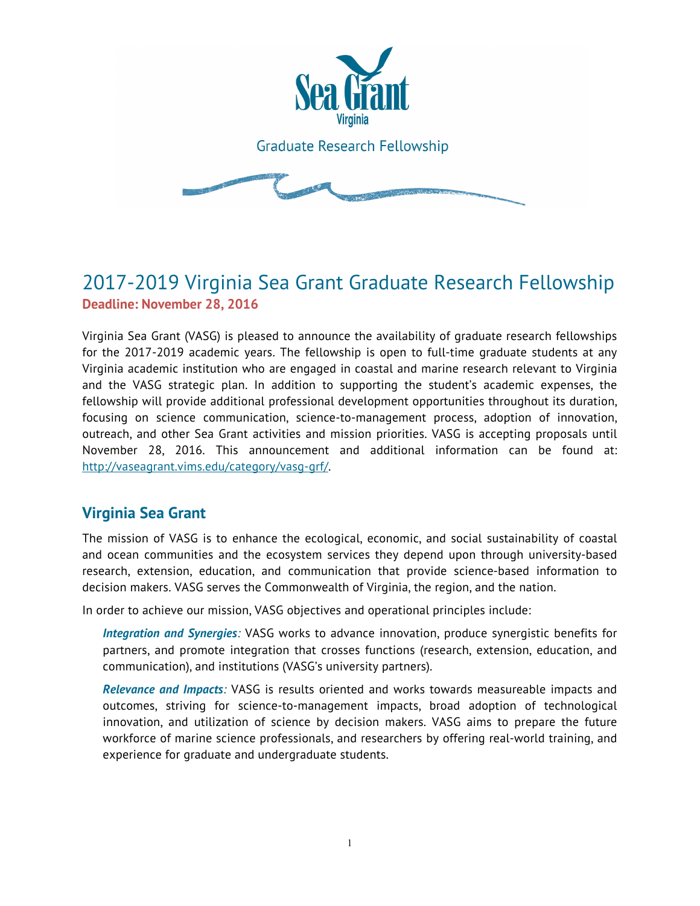Sea Grant Virginia

Graduate Research Fellowship

# 2017-2019 Virginia Sea Grant Graduate Research Fellowship

**Deadline: November 28, 2016**

Virginia Sea Grant (VASG) is pleased to announce the availability of graduate research fellowships for the 2017-2019 academic years. The fellowship is open to full-time graduate students at any Virginia academic institution who are engaged in coastal and marine research relevant to Virginia and the VASG strategic plan. In addition to supporting the student's academic expenses, the fellowship will provide additional professional development opportunities throughout its duration, focusing on science communication, science-to-management process, adoption of innovation, outreach, and other Sea Grant activities and mission priorities. VASG is accepting proposals until November 28, 2016. This announcement and additional information can be found at: http://vaseagrant.vims.edu/category/vasg-grf/.

## Virginia Sea Grant

The mission of VASG is to enhance the ecological, economic, and social sustainability of coastal and ocean communities and the ecosystem services they depend upon through university-based research, extension, education, and communication that provide science-based information to decision makers. VASG serves the Commonwealth of Virginia, the region, and the nation.

In order to achieve our mission, VASG objectives and operational principles include:

> ***Integration and Synergies:*** VASG works to advance innovation, produce synergistic benefits for partners, and promote integration that crosses functions (research, extension, education, and communication), and institutions (VASG's university partners).
>
> ***Relevance and Impacts:*** VASG is results oriented and works towards measureable impacts and outcomes, striving for science-to-management impacts, broad adoption of technological innovation, and utilization of science by decision makers. VASG aims to prepare the future workforce of marine science professionals, and researchers by offering real-world training, and experience for graduate and undergraduate students.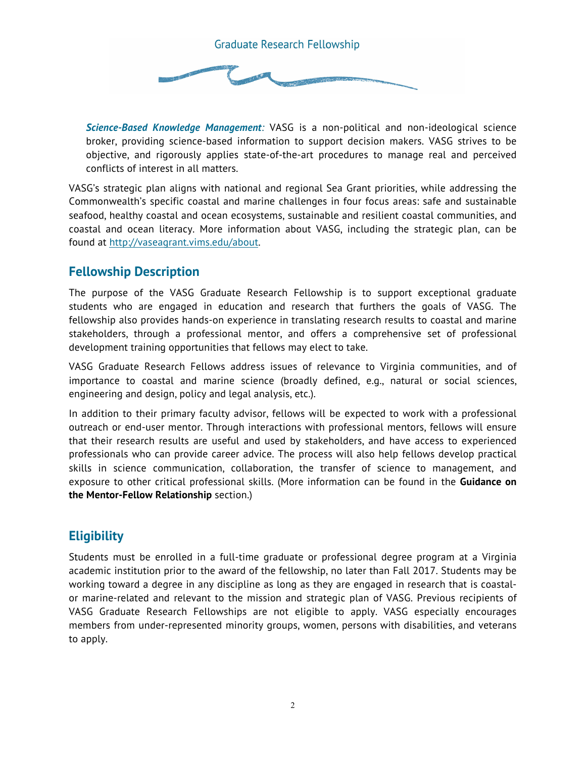***Science-Based Knowledge Management:*** VASG is a non-political and non-ideological science broker, providing science-based information to support decision makers. VASG strives to be objective, and rigorously applies state-of-the-art procedures to manage real and perceived conflicts of interest in all matters.

VASG's strategic plan aligns with national and regional Sea Grant priorities, while addressing the Commonwealth's specific coastal and marine challenges in four focus areas: safe and sustainable seafood, healthy coastal and ocean ecosystems, sustainable and resilient coastal communities, and coastal and ocean literacy. More information about VASG, including the strategic plan, can be found at http://vaseagrant.vims.edu/about.

## Fellowship Description

The purpose of the VASG Graduate Research Fellowship is to support exceptional graduate students who are engaged in education and research that furthers the goals of VASG. The fellowship also provides hands-on experience in translating research results to coastal and marine stakeholders, through a professional mentor, and offers a comprehensive set of professional development training opportunities that fellows may elect to take.

VASG Graduate Research Fellows address issues of relevance to Virginia communities, and of importance to coastal and marine science (broadly defined, e.g., natural or social sciences, engineering and design, policy and legal analysis, etc.).

In addition to their primary faculty advisor, fellows will be expected to work with a professional outreach or end-user mentor. Through interactions with professional mentors, fellows will ensure that their research results are useful and used by stakeholders, and have access to experienced professionals who can provide career advice. The process will also help fellows develop practical skills in science communication, collaboration, the transfer of science to management, and exposure to other critical professional skills. (More information can be found in the **Guidance on the Mentor-Fellow Relationship** section.)

## Eligibility

Students must be enrolled in a full-time graduate or professional degree program at a Virginia academic institution prior to the award of the fellowship, no later than Fall 2017. Students may be working toward a degree in any discipline as long as they are engaged in research that is coastal- or marine-related and relevant to the mission and strategic plan of VASG. Previous recipients of VASG Graduate Research Fellowships are not eligible to apply. VASG especially encourages members from under-represented minority groups, women, persons with disabilities, and veterans to apply.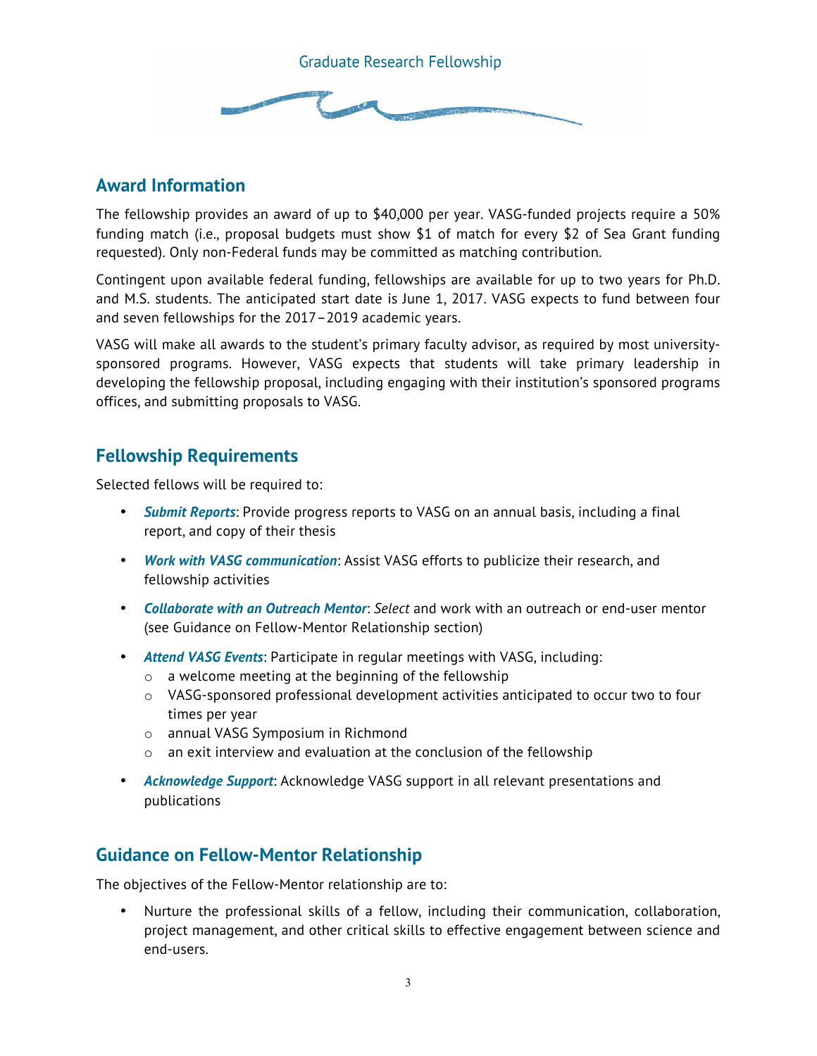## Award Information

The fellowship provides an award of up to $40,000 per year. VASG-funded projects require a 50% funding match (i.e., proposal budgets must show $1 of match for every $2 of Sea Grant funding requested). Only non-Federal funds may be committed as matching contribution.

Contingent upon available federal funding, fellowships are available for up to two years for Ph.D. and M.S. students. The anticipated start date is June 1, 2017. VASG expects to fund between four and seven fellowships for the 2017–2019 academic years.

VASG will make all awards to the student's primary faculty advisor, as required by most university-sponsored programs. However, VASG expects that students will take primary leadership in developing the fellowship proposal, including engaging with their institution's sponsored programs offices, and submitting proposals to VASG.

## Fellowship Requirements

Selected fellows will be required to:

- ***Submit Reports***: Provide progress reports to VASG on an annual basis, including a final report, and copy of their thesis
- ***Work with VASG communication***: Assist VASG efforts to publicize their research, and fellowship activities
- ***Collaborate with an Outreach Mentor***: *Select* and work with an outreach or end-user mentor (see Guidance on Fellow-Mentor Relationship section)
- ***Attend VASG Events***: Participate in regular meetings with VASG, including:
  - a welcome meeting at the beginning of the fellowship
  - VASG-sponsored professional development activities anticipated to occur two to four times per year
  - annual VASG Symposium in Richmond
  - an exit interview and evaluation at the conclusion of the fellowship
- ***Acknowledge Support***: Acknowledge VASG support in all relevant presentations and publications

## Guidance on Fellow-Mentor Relationship

The objectives of the Fellow-Mentor relationship are to:

- Nurture the professional skills of a fellow, including their communication, collaboration, project management, and other critical skills to effective engagement between science and end-users.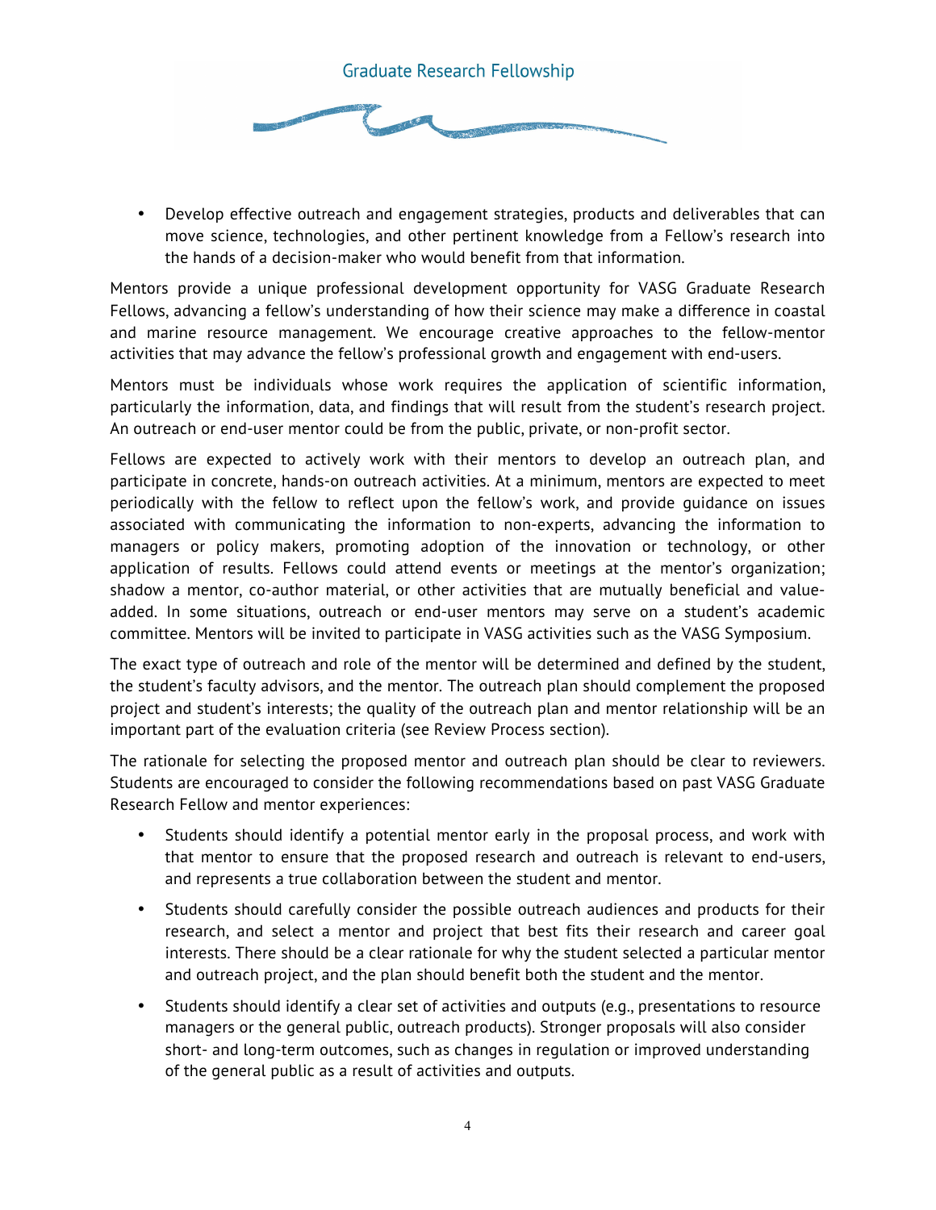- Develop effective outreach and engagement strategies, products and deliverables that can move science, technologies, and other pertinent knowledge from a Fellow's research into the hands of a decision-maker who would benefit from that information.

Mentors provide a unique professional development opportunity for VASG Graduate Research Fellows, advancing a fellow's understanding of how their science may make a difference in coastal and marine resource management. We encourage creative approaches to the fellow-mentor activities that may advance the fellow's professional growth and engagement with end-users.

Mentors must be individuals whose work requires the application of scientific information, particularly the information, data, and findings that will result from the student's research project. An outreach or end-user mentor could be from the public, private, or non-profit sector.

Fellows are expected to actively work with their mentors to develop an outreach plan, and participate in concrete, hands-on outreach activities. At a minimum, mentors are expected to meet periodically with the fellow to reflect upon the fellow's work, and provide guidance on issues associated with communicating the information to non-experts, advancing the information to managers or policy makers, promoting adoption of the innovation or technology, or other application of results. Fellows could attend events or meetings at the mentor's organization; shadow a mentor, co-author material, or other activities that are mutually beneficial and value-added. In some situations, outreach or end-user mentors may serve on a student's academic committee. Mentors will be invited to participate in VASG activities such as the VASG Symposium.

The exact type of outreach and role of the mentor will be determined and defined by the student, the student's faculty advisors, and the mentor. The outreach plan should complement the proposed project and student's interests; the quality of the outreach plan and mentor relationship will be an important part of the evaluation criteria (see Review Process section).

The rationale for selecting the proposed mentor and outreach plan should be clear to reviewers. Students are encouraged to consider the following recommendations based on past VASG Graduate Research Fellow and mentor experiences:

- Students should identify a potential mentor early in the proposal process, and work with that mentor to ensure that the proposed research and outreach is relevant to end-users, and represents a true collaboration between the student and mentor.
- Students should carefully consider the possible outreach audiences and products for their research, and select a mentor and project that best fits their research and career goal interests. There should be a clear rationale for why the student selected a particular mentor and outreach project, and the plan should benefit both the student and the mentor.
- Students should identify a clear set of activities and outputs (e.g., presentations to resource managers or the general public, outreach products). Stronger proposals will also consider short- and long-term outcomes, such as changes in regulation or improved understanding of the general public as a result of activities and outputs.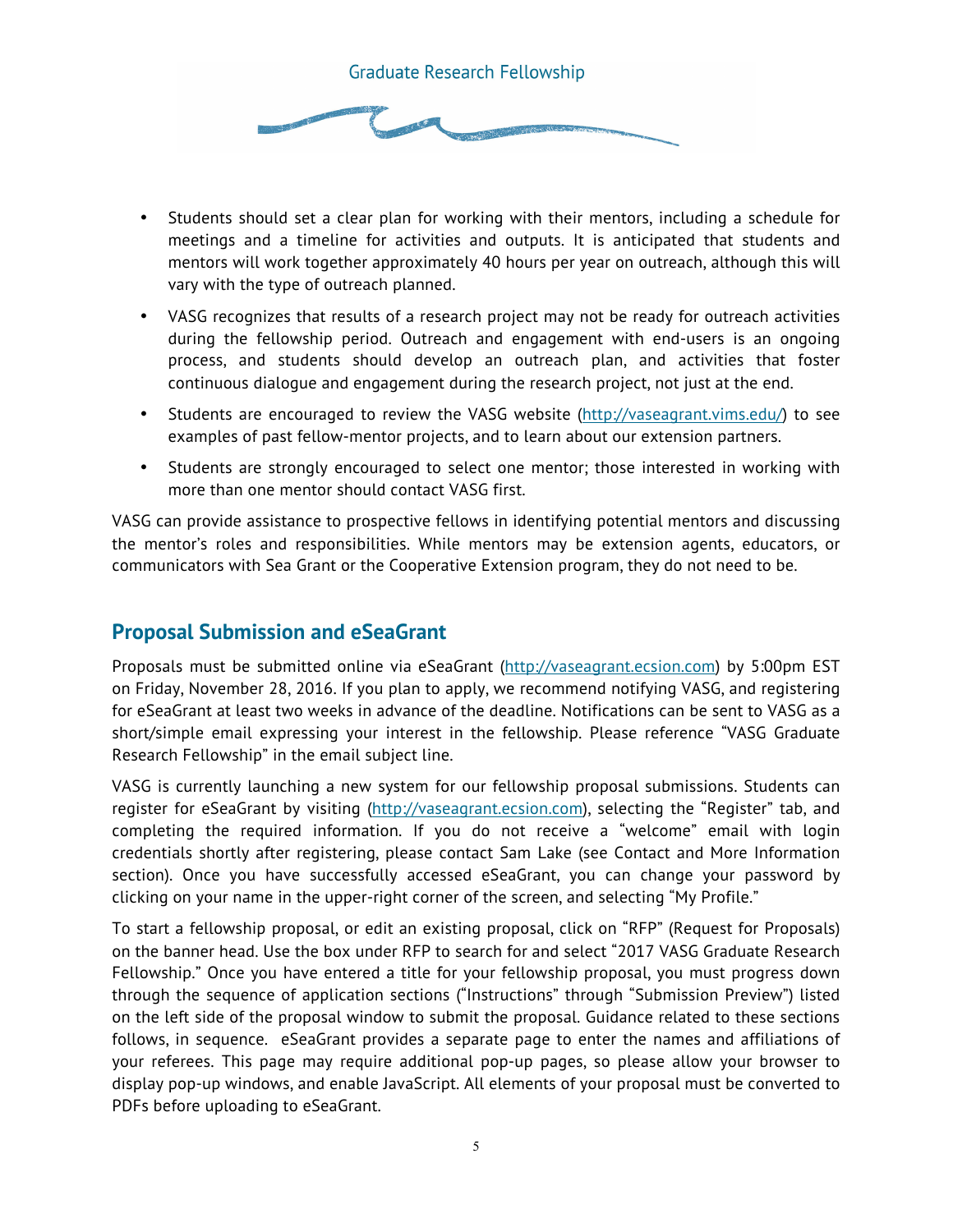- Students should set a clear plan for working with their mentors, including a schedule for meetings and a timeline for activities and outputs. It is anticipated that students and mentors will work together approximately 40 hours per year on outreach, although this will vary with the type of outreach planned.
- VASG recognizes that results of a research project may not be ready for outreach activities during the fellowship period. Outreach and engagement with end-users is an ongoing process, and students should develop an outreach plan, and activities that foster continuous dialogue and engagement during the research project, not just at the end.
- Students are encouraged to review the VASG website (http://vaseagrant.vims.edu/) to see examples of past fellow-mentor projects, and to learn about our extension partners.
- Students are strongly encouraged to select one mentor; those interested in working with more than one mentor should contact VASG first.

VASG can provide assistance to prospective fellows in identifying potential mentors and discussing the mentor's roles and responsibilities. While mentors may be extension agents, educators, or communicators with Sea Grant or the Cooperative Extension program, they do not need to be.

## Proposal Submission and eSeaGrant

Proposals must be submitted online via eSeaGrant (http://vaseagrant.ecsion.com) by 5:00pm EST on Friday, November 28, 2016. If you plan to apply, we recommend notifying VASG, and registering for eSeaGrant at least two weeks in advance of the deadline. Notifications can be sent to VASG as a short/simple email expressing your interest in the fellowship. Please reference "VASG Graduate Research Fellowship" in the email subject line.

VASG is currently launching a new system for our fellowship proposal submissions. Students can register for eSeaGrant by visiting (http://vaseagrant.ecsion.com), selecting the "Register" tab, and completing the required information. If you do not receive a "welcome" email with login credentials shortly after registering, please contact Sam Lake (see Contact and More Information section). Once you have successfully accessed eSeaGrant, you can change your password by clicking on your name in the upper-right corner of the screen, and selecting "My Profile."

To start a fellowship proposal, or edit an existing proposal, click on "RFP" (Request for Proposals) on the banner head. Use the box under RFP to search for and select "2017 VASG Graduate Research Fellowship." Once you have entered a title for your fellowship proposal, you must progress down through the sequence of application sections ("Instructions" through "Submission Preview") listed on the left side of the proposal window to submit the proposal. Guidance related to these sections follows, in sequence. eSeaGrant provides a separate page to enter the names and affiliations of your referees. This page may require additional pop-up pages, so please allow your browser to display pop-up windows, and enable JavaScript. All elements of your proposal must be converted to PDFs before uploading to eSeaGrant.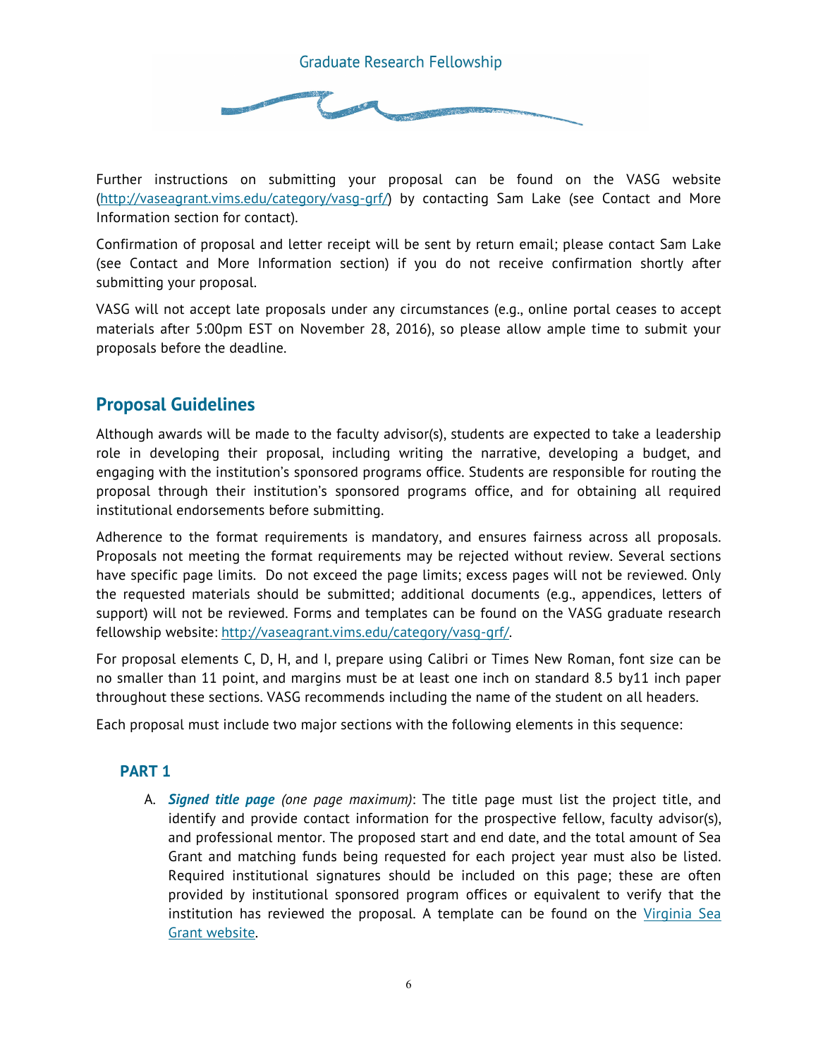Further instructions on submitting your proposal can be found on the VASG website (http://vaseagrant.vims.edu/category/vasg-grf/) by contacting Sam Lake (see Contact and More Information section for contact).

Confirmation of proposal and letter receipt will be sent by return email; please contact Sam Lake (see Contact and More Information section) if you do not receive confirmation shortly after submitting your proposal.

VASG will not accept late proposals under any circumstances (e.g., online portal ceases to accept materials after 5:00pm EST on November 28, 2016), so please allow ample time to submit your proposals before the deadline.

## Proposal Guidelines

Although awards will be made to the faculty advisor(s), students are expected to take a leadership role in developing their proposal, including writing the narrative, developing a budget, and engaging with the institution's sponsored programs office. Students are responsible for routing the proposal through their institution's sponsored programs office, and for obtaining all required institutional endorsements before submitting.

Adherence to the format requirements is mandatory, and ensures fairness across all proposals. Proposals not meeting the format requirements may be rejected without review. Several sections have specific page limits. Do not exceed the page limits; excess pages will not be reviewed. Only the requested materials should be submitted; additional documents (e.g., appendices, letters of support) will not be reviewed. Forms and templates can be found on the VASG graduate research fellowship website: http://vaseagrant.vims.edu/category/vasg-grf/.

For proposal elements C, D, H, and I, prepare using Calibri or Times New Roman, font size can be no smaller than 11 point, and margins must be at least one inch on standard 8.5 by11 inch paper throughout these sections. VASG recommends including the name of the student on all headers.

Each proposal must include two major sections with the following elements in this sequence:

### PART 1

A. ***Signed title page*** *(one page maximum)*: The title page must list the project title, and identify and provide contact information for the prospective fellow, faculty advisor(s), and professional mentor. The proposed start and end date, and the total amount of Sea Grant and matching funds being requested for each project year must also be listed. Required institutional signatures should be included on this page; these are often provided by institutional sponsored program offices or equivalent to verify that the institution has reviewed the proposal. A template can be found on the Virginia Sea Grant website.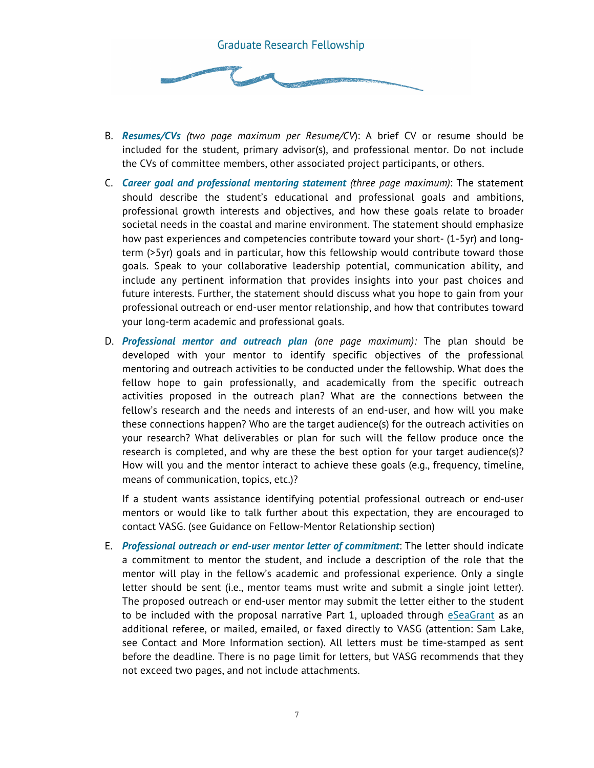B. ***Resumes/CVs*** *(two page maximum per Resume/CV)*: A brief CV or resume should be included for the student, primary advisor(s), and professional mentor. Do not include the CVs of committee members, other associated project participants, or others.

C. ***Career goal and professional mentoring statement*** *(three page maximum)*: The statement should describe the student's educational and professional goals and ambitions, professional growth interests and objectives, and how these goals relate to broader societal needs in the coastal and marine environment. The statement should emphasize how past experiences and competencies contribute toward your short- (1-5yr) and long-term (>5yr) goals and in particular, how this fellowship would contribute toward those goals. Speak to your collaborative leadership potential, communication ability, and include any pertinent information that provides insights into your past choices and future interests. Further, the statement should discuss what you hope to gain from your professional outreach or end-user mentor relationship, and how that contributes toward your long-term academic and professional goals.

D. ***Professional mentor and outreach plan*** *(one page maximum):* The plan should be developed with your mentor to identify specific objectives of the professional mentoring and outreach activities to be conducted under the fellowship. What does the fellow hope to gain professionally, and academically from the specific outreach activities proposed in the outreach plan? What are the connections between the fellow's research and the needs and interests of an end-user, and how will you make these connections happen? Who are the target audience(s) for the outreach activities on your research? What deliverables or plan for such will the fellow produce once the research is completed, and why are these the best option for your target audience(s)? How will you and the mentor interact to achieve these goals (e.g., frequency, timeline, means of communication, topics, etc.)?

   If a student wants assistance identifying potential professional outreach or end-user mentors or would like to talk further about this expectation, they are encouraged to contact VASG. (see Guidance on Fellow-Mentor Relationship section)

E. ***Professional outreach or end-user mentor letter of commitment***: The letter should indicate a commitment to mentor the student, and include a description of the role that the mentor will play in the fellow's academic and professional experience. Only a single letter should be sent (i.e., mentor teams must write and submit a single joint letter). The proposed outreach or end-user mentor may submit the letter either to the student to be included with the proposal narrative Part 1, uploaded through eSeaGrant as an additional referee, or mailed, emailed, or faxed directly to VASG (attention: Sam Lake, see Contact and More Information section). All letters must be time-stamped as sent before the deadline. There is no page limit for letters, but VASG recommends that they not exceed two pages, and not include attachments.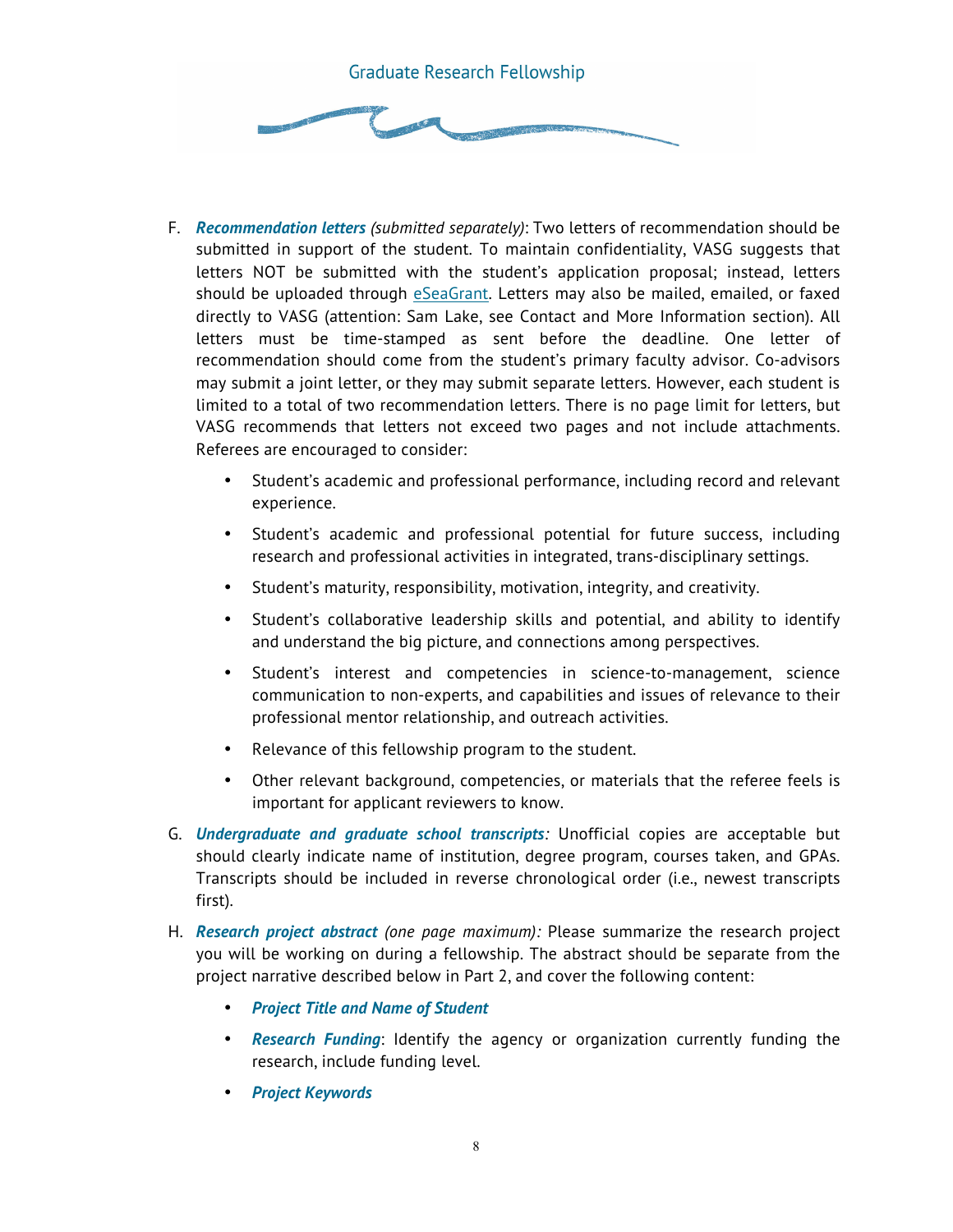F. ***Recommendation letters*** *(submitted separately)*: Two letters of recommendation should be submitted in support of the student. To maintain confidentiality, VASG suggests that letters NOT be submitted with the student's application proposal; instead, letters should be uploaded through eSeaGrant. Letters may also be mailed, emailed, or faxed directly to VASG (attention: Sam Lake, see Contact and More Information section). All letters must be time-stamped as sent before the deadline. One letter of recommendation should come from the student's primary faculty advisor. Co-advisors may submit a joint letter, or they may submit separate letters. However, each student is limited to a total of two recommendation letters. There is no page limit for letters, but VASG recommends that letters not exceed two pages and not include attachments. Referees are encouraged to consider:

   - Student's academic and professional performance, including record and relevant experience.
   - Student's academic and professional potential for future success, including research and professional activities in integrated, trans-disciplinary settings.
   - Student's maturity, responsibility, motivation, integrity, and creativity.
   - Student's collaborative leadership skills and potential, and ability to identify and understand the big picture, and connections among perspectives.
   - Student's interest and competencies in science-to-management, science communication to non-experts, and capabilities and issues of relevance to their professional mentor relationship, and outreach activities.
   - Relevance of this fellowship program to the student.
   - Other relevant background, competencies, or materials that the referee feels is important for applicant reviewers to know.

G. ***Undergraduate and graduate school transcripts****:* Unofficial copies are acceptable but should clearly indicate name of institution, degree program, courses taken, and GPAs. Transcripts should be included in reverse chronological order (i.e., newest transcripts first).

H. ***Research project abstract*** *(one page maximum):* Please summarize the research project you will be working on during a fellowship. The abstract should be separate from the project narrative described below in Part 2, and cover the following content:

   - ***Project Title and Name of Student***
   - ***Research Funding***: Identify the agency or organization currently funding the research, include funding level.
   - ***Project Keywords***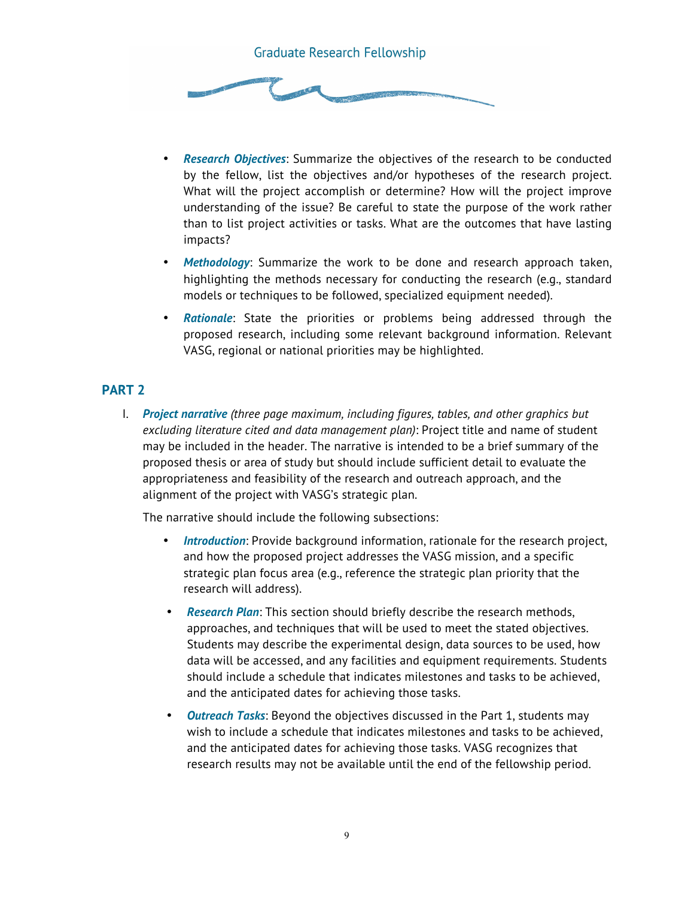- ***Research Objectives***: Summarize the objectives of the research to be conducted by the fellow, list the objectives and/or hypotheses of the research project. What will the project accomplish or determine? How will the project improve understanding of the issue? Be careful to state the purpose of the work rather than to list project activities or tasks. What are the outcomes that have lasting impacts?
- ***Methodology***: Summarize the work to be done and research approach taken, highlighting the methods necessary for conducting the research (e.g., standard models or techniques to be followed, specialized equipment needed).
- ***Rationale***: State the priorities or problems being addressed through the proposed research, including some relevant background information. Relevant VASG, regional or national priorities may be highlighted.

## PART 2

I. ***Project narrative*** *(three page maximum, including figures, tables, and other graphics but excluding literature cited and data management plan)*: Project title and name of student may be included in the header. The narrative is intended to be a brief summary of the proposed thesis or area of study but should include sufficient detail to evaluate the appropriateness and feasibility of the research and outreach approach, and the alignment of the project with VASG's strategic plan.

   The narrative should include the following subsections:

   - ***Introduction***: Provide background information, rationale for the research project, and how the proposed project addresses the VASG mission, and a specific strategic plan focus area (e.g., reference the strategic plan priority that the research will address).
   - ***Research Plan***: This section should briefly describe the research methods, approaches, and techniques that will be used to meet the stated objectives. Students may describe the experimental design, data sources to be used, how data will be accessed, and any facilities and equipment requirements. Students should include a schedule that indicates milestones and tasks to be achieved, and the anticipated dates for achieving those tasks.
   - ***Outreach Tasks***: Beyond the objectives discussed in the Part 1, students may wish to include a schedule that indicates milestones and tasks to be achieved, and the anticipated dates for achieving those tasks. VASG recognizes that research results may not be available until the end of the fellowship period.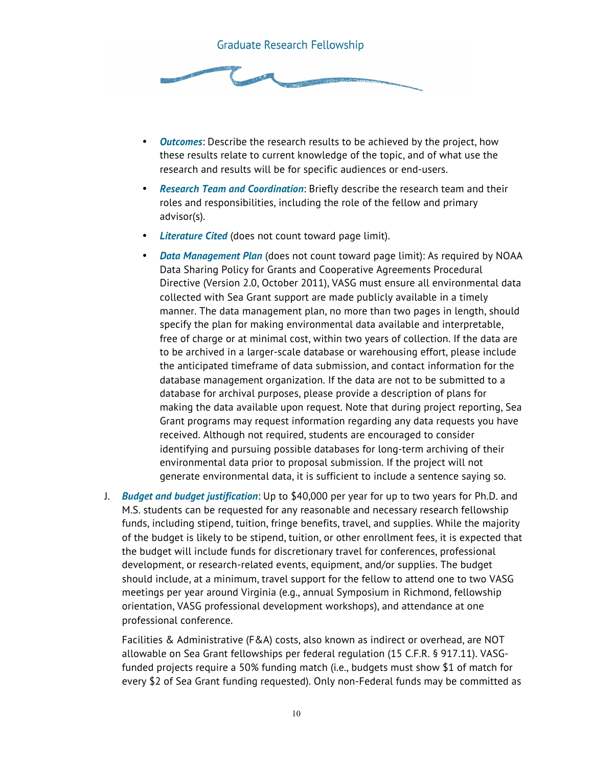- ***Outcomes***: Describe the research results to be achieved by the project, how these results relate to current knowledge of the topic, and of what use the research and results will be for specific audiences or end-users.
- ***Research Team and Coordination***: Briefly describe the research team and their roles and responsibilities, including the role of the fellow and primary advisor(s).
- ***Literature Cited*** (does not count toward page limit).
- ***Data Management Plan*** (does not count toward page limit): As required by NOAA Data Sharing Policy for Grants and Cooperative Agreements Procedural Directive (Version 2.0, October 2011), VASG must ensure all environmental data collected with Sea Grant support are made publicly available in a timely manner. The data management plan, no more than two pages in length, should specify the plan for making environmental data available and interpretable, free of charge or at minimal cost, within two years of collection. If the data are to be archived in a larger-scale database or warehousing effort, please include the anticipated timeframe of data submission, and contact information for the database management organization. If the data are not to be submitted to a database for archival purposes, please provide a description of plans for making the data available upon request. Note that during project reporting, Sea Grant programs may request information regarding any data requests you have received. Although not required, students are encouraged to consider identifying and pursuing possible databases for long-term archiving of their environmental data prior to proposal submission. If the project will not generate environmental data, it is sufficient to include a sentence saying so.

J. ***Budget and budget justification***: Up to $40,000 per year for up to two years for Ph.D. and M.S. students can be requested for any reasonable and necessary research fellowship funds, including stipend, tuition, fringe benefits, travel, and supplies. While the majority of the budget is likely to be stipend, tuition, or other enrollment fees, it is expected that the budget will include funds for discretionary travel for conferences, professional development, or research-related events, equipment, and/or supplies. The budget should include, at a minimum, travel support for the fellow to attend one to two VASG meetings per year around Virginia (e.g., annual Symposium in Richmond, fellowship orientation, VASG professional development workshops), and attendance at one professional conference.

   Facilities & Administrative (F&A) costs, also known as indirect or overhead, are NOT allowable on Sea Grant fellowships per federal regulation (15 C.F.R. § 917.11). VASG-funded projects require a 50% funding match (i.e., budgets must show $1 of match for every $2 of Sea Grant funding requested). Only non-Federal funds may be committed as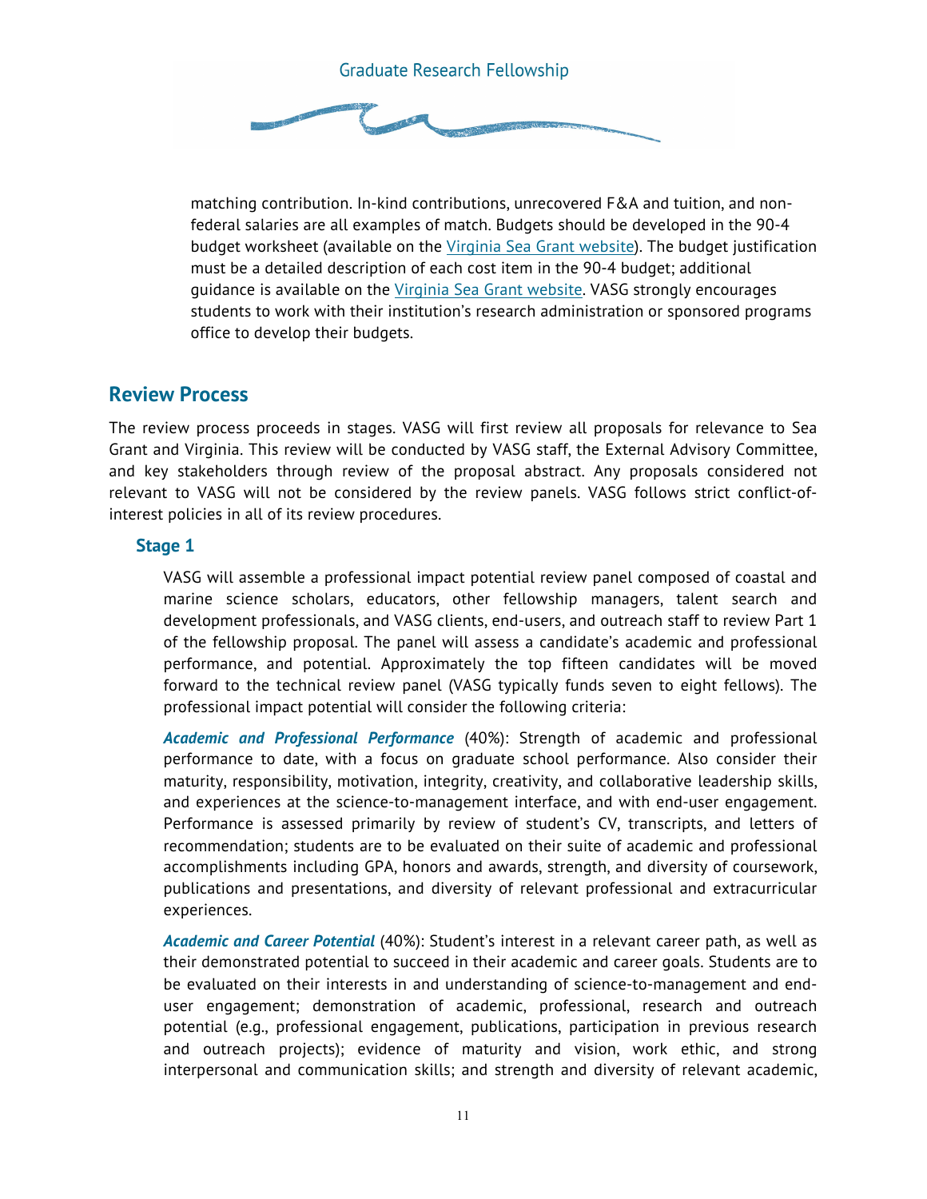matching contribution. In-kind contributions, unrecovered F&A and tuition, and non-federal salaries are all examples of match. Budgets should be developed in the 90-4 budget worksheet (available on the Virginia Sea Grant website). The budget justification must be a detailed description of each cost item in the 90-4 budget; additional guidance is available on the Virginia Sea Grant website. VASG strongly encourages students to work with their institution's research administration or sponsored programs office to develop their budgets.

## Review Process

The review process proceeds in stages. VASG will first review all proposals for relevance to Sea Grant and Virginia. This review will be conducted by VASG staff, the External Advisory Committee, and key stakeholders through review of the proposal abstract. Any proposals considered not relevant to VASG will not be considered by the review panels. VASG follows strict conflict-of-interest policies in all of its review procedures.

### Stage 1

VASG will assemble a professional impact potential review panel composed of coastal and marine science scholars, educators, other fellowship managers, talent search and development professionals, and VASG clients, end-users, and outreach staff to review Part 1 of the fellowship proposal. The panel will assess a candidate's academic and professional performance, and potential. Approximately the top fifteen candidates will be moved forward to the technical review panel (VASG typically funds seven to eight fellows). The professional impact potential will consider the following criteria:

***Academic and Professional Performance*** (40%): Strength of academic and professional performance to date, with a focus on graduate school performance. Also consider their maturity, responsibility, motivation, integrity, creativity, and collaborative leadership skills, and experiences at the science-to-management interface, and with end-user engagement. Performance is assessed primarily by review of student's CV, transcripts, and letters of recommendation; students are to be evaluated on their suite of academic and professional accomplishments including GPA, honors and awards, strength, and diversity of coursework, publications and presentations, and diversity of relevant professional and extracurricular experiences.

***Academic and Career Potential*** (40%): Student's interest in a relevant career path, as well as their demonstrated potential to succeed in their academic and career goals. Students are to be evaluated on their interests in and understanding of science-to-management and end-user engagement; demonstration of academic, professional, research and outreach potential (e.g., professional engagement, publications, participation in previous research and outreach projects); evidence of maturity and vision, work ethic, and strong interpersonal and communication skills; and strength and diversity of relevant academic,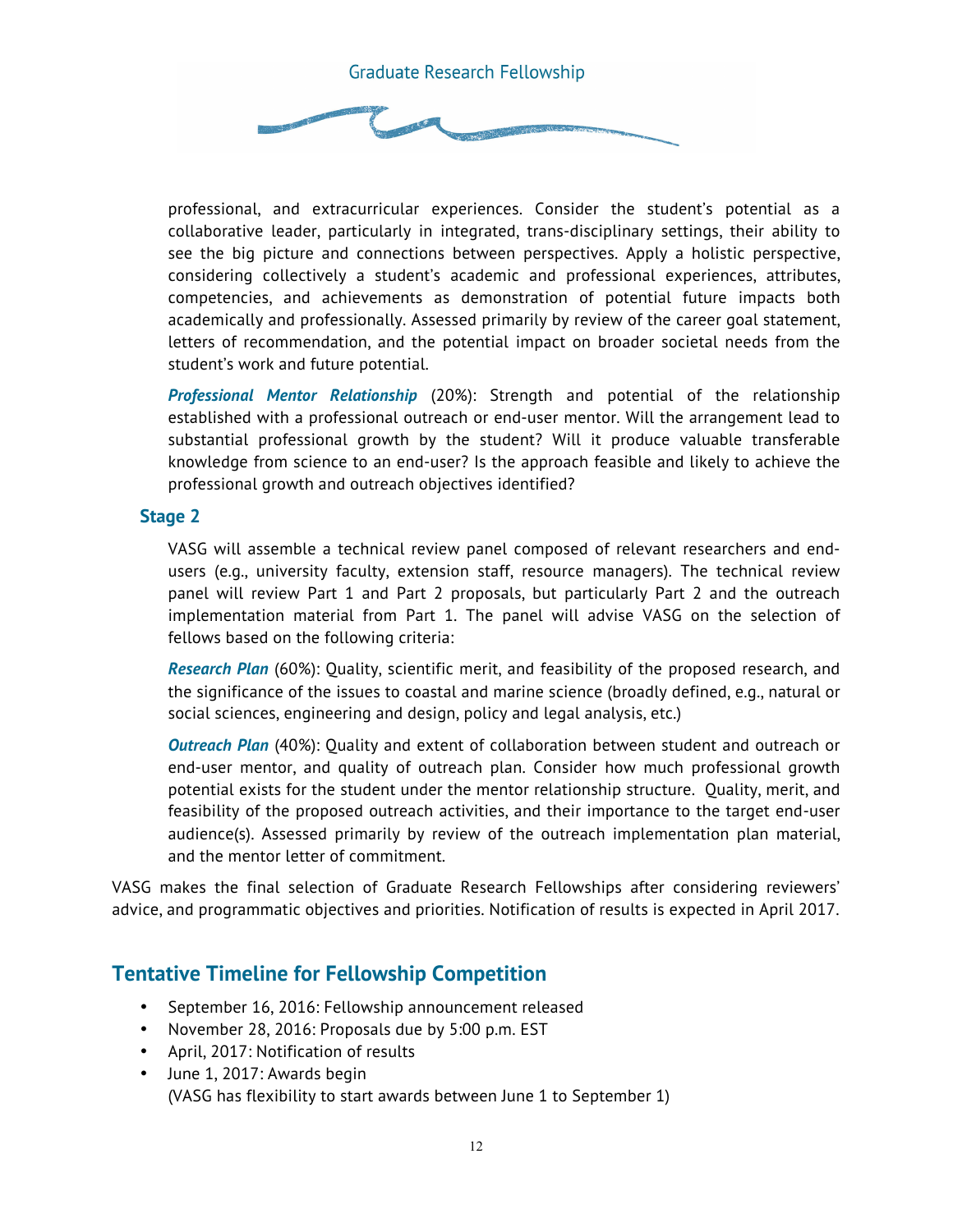professional, and extracurricular experiences. Consider the student's potential as a collaborative leader, particularly in integrated, trans-disciplinary settings, their ability to see the big picture and connections between perspectives. Apply a holistic perspective, considering collectively a student's academic and professional experiences, attributes, competencies, and achievements as demonstration of potential future impacts both academically and professionally. Assessed primarily by review of the career goal statement, letters of recommendation, and the potential impact on broader societal needs from the student's work and future potential.

***Professional Mentor Relationship*** (20%): Strength and potential of the relationship established with a professional outreach or end-user mentor. Will the arrangement lead to substantial professional growth by the student? Will it produce valuable transferable knowledge from science to an end-user? Is the approach feasible and likely to achieve the professional growth and outreach objectives identified?

### Stage 2

VASG will assemble a technical review panel composed of relevant researchers and end-users (e.g., university faculty, extension staff, resource managers). The technical review panel will review Part 1 and Part 2 proposals, but particularly Part 2 and the outreach implementation material from Part 1. The panel will advise VASG on the selection of fellows based on the following criteria:

***Research Plan*** (60%): Quality, scientific merit, and feasibility of the proposed research, and the significance of the issues to coastal and marine science (broadly defined, e.g., natural or social sciences, engineering and design, policy and legal analysis, etc.)

***Outreach Plan*** (40%): Quality and extent of collaboration between student and outreach or end-user mentor, and quality of outreach plan. Consider how much professional growth potential exists for the student under the mentor relationship structure. Quality, merit, and feasibility of the proposed outreach activities, and their importance to the target end-user audience(s). Assessed primarily by review of the outreach implementation plan material, and the mentor letter of commitment.

VASG makes the final selection of Graduate Research Fellowships after considering reviewers' advice, and programmatic objectives and priorities. Notification of results is expected in April 2017.

## Tentative Timeline for Fellowship Competition

- September 16, 2016: Fellowship announcement released
- November 28, 2016: Proposals due by 5:00 p.m. EST
- April, 2017: Notification of results
- June 1, 2017: Awards begin
  (VASG has flexibility to start awards between June 1 to September 1)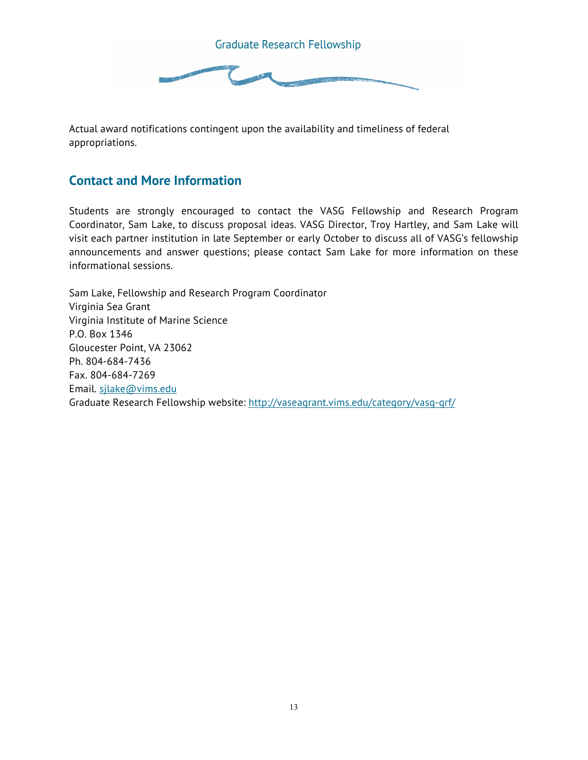Actual award notifications contingent upon the availability and timeliness of federal appropriations.

## Contact and More Information

Students are strongly encouraged to contact the VASG Fellowship and Research Program Coordinator, Sam Lake, to discuss proposal ideas. VASG Director, Troy Hartley, and Sam Lake will visit each partner institution in late September or early October to discuss all of VASG's fellowship announcements and answer questions; please contact Sam Lake for more information on these informational sessions.

Sam Lake, Fellowship and Research Program Coordinator
Virginia Sea Grant
Virginia Institute of Marine Science
P.O. Box 1346
Gloucester Point, VA 23062
Ph. 804-684-7436
Fax. 804-684-7269
Email. sjlake@vims.edu
Graduate Research Fellowship website: http://vaseagrant.vims.edu/category/vasg-grf/